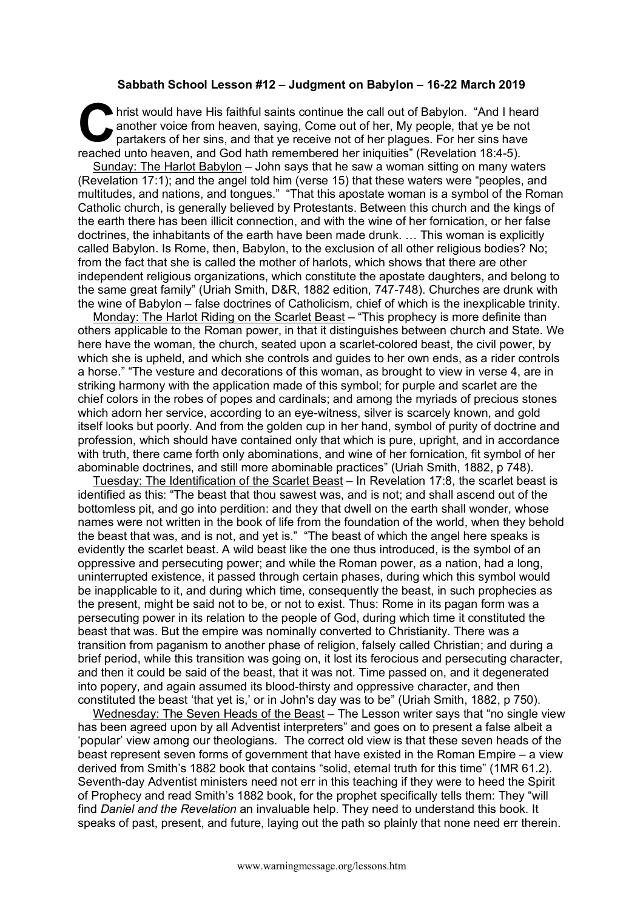**Sabbath School Lesson #12 – Judgment on Babylon – 16-22 March 2019**

Christ would have His faithful saints continue the call out of Babylon. "And I heard another voice from heaven, saying, Come out of her, My people, that ye be not partakers of her sins, and that ye receive not of her plagues. For her sins have reached unto heaven, and God hath remembered her iniquities" (Revelation 18:4-5).

Sunday: The Harlot Babylon – John says that he saw a woman sitting on many waters (Revelation 17:1); and the angel told him (verse 15) that these waters were "peoples, and multitudes, and nations, and tongues." "That this apostate woman is a symbol of the Roman Catholic church, is generally believed by Protestants. Between this church and the kings of the earth there has been illicit connection, and with the wine of her fornication, or her false doctrines, the inhabitants of the earth have been made drunk. … This woman is explicitly called Babylon. Is Rome, then, Babylon, to the exclusion of all other religious bodies? No; from the fact that she is called the mother of harlots, which shows that there are other independent religious organizations, which constitute the apostate daughters, and belong to the same great family" (Uriah Smith, D&R, 1882 edition, 747-748). Churches are drunk with the wine of Babylon – false doctrines of Catholicism, chief of which is the inexplicable trinity.

Monday: The Harlot Riding on the Scarlet Beast – "This prophecy is more definite than others applicable to the Roman power, in that it distinguishes between church and State. We here have the woman, the church, seated upon a scarlet-colored beast, the civil power, by which she is upheld, and which she controls and guides to her own ends, as a rider controls a horse." "The vesture and decorations of this woman, as brought to view in verse 4, are in striking harmony with the application made of this symbol; for purple and scarlet are the chief colors in the robes of popes and cardinals; and among the myriads of precious stones which adorn her service, according to an eye-witness, silver is scarcely known, and gold itself looks but poorly. And from the golden cup in her hand, symbol of purity of doctrine and profession, which should have contained only that which is pure, upright, and in accordance with truth, there came forth only abominations, and wine of her fornication, fit symbol of her abominable doctrines, and still more abominable practices" (Uriah Smith, 1882, p 748).

Tuesday: The Identification of the Scarlet Beast – In Revelation 17:8, the scarlet beast is identified as this: "The beast that thou sawest was, and is not; and shall ascend out of the bottomless pit, and go into perdition: and they that dwell on the earth shall wonder, whose names were not written in the book of life from the foundation of the world, when they behold the beast that was, and is not, and yet is." "The beast of which the angel here speaks is evidently the scarlet beast. A wild beast like the one thus introduced, is the symbol of an oppressive and persecuting power; and while the Roman power, as a nation, had a long, uninterrupted existence, it passed through certain phases, during which this symbol would be inapplicable to it, and during which time, consequently the beast, in such prophecies as the present, might be said not to be, or not to exist. Thus: Rome in its pagan form was a persecuting power in its relation to the people of God, during which time it constituted the beast that was. But the empire was nominally converted to Christianity. There was a transition from paganism to another phase of religion, falsely called Christian; and during a brief period, while this transition was going on, it lost its ferocious and persecuting character, and then it could be said of the beast, that it was not. Time passed on, and it degenerated into popery, and again assumed its blood-thirsty and oppressive character, and then constituted the beast 'that yet is,' or in John's day was to be" (Uriah Smith, 1882, p 750).

Wednesday: The Seven Heads of the Beast – The Lesson writer says that "no single view has been agreed upon by all Adventist interpreters" and goes on to present a false albeit a 'popular' view among our theologians. The correct old view is that these seven heads of the beast represent seven forms of government that have existed in the Roman Empire – a view derived from Smith's 1882 book that contains "solid, eternal truth for this time" (1MR 61.2). Seventh-day Adventist ministers need not err in this teaching if they were to heed the Spirit of Prophecy and read Smith's 1882 book, for the prophet specifically tells them: They "will find *Daniel and the Revelation* an invaluable help. They need to understand this book. It speaks of past, present, and future, laying out the path so plainly that none need err therein.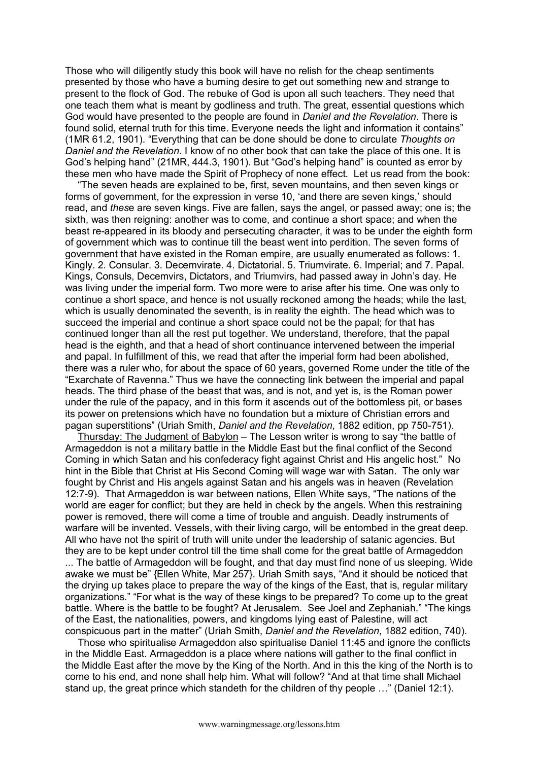Those who will diligently study this book will have no relish for the cheap sentiments presented by those who have a burning desire to get out something new and strange to present to the flock of God. The rebuke of God is upon all such teachers. They need that one teach them what is meant by godliness and truth. The great, essential questions which God would have presented to the people are found in *Daniel and the Revelation*. There is found solid, eternal truth for this time. Everyone needs the light and information it contains" (1MR 61.2, 1901). "Everything that can be done should be done to circulate *Thoughts on Daniel and the Revelation*. I know of no other book that can take the place of this one. It is God's helping hand" (21MR, 444.3, 1901). But "God's helping hand" is counted as error by these men who have made the Spirit of Prophecy of none effect. Let us read from the book:

"The seven heads are explained to be, first, seven mountains, and then seven kings or forms of government, for the expression in verse 10, 'and there are seven kings,' should read, and *these* are seven kings. Five are fallen, says the angel, or passed away; one is; the sixth, was then reigning: another was to come, and continue a short space; and when the beast re-appeared in its bloody and persecuting character, it was to be under the eighth form of government which was to continue till the beast went into perdition. The seven forms of government that have existed in the Roman empire, are usually enumerated as follows: 1. Kingly. 2. Consular. 3. Decemvirate. 4. Dictatorial. 5. Triumvirate. 6. Imperial; and 7. Papal. Kings, Consuls, Decemvirs, Dictators, and Triumvirs, had passed away in John's day. He was living under the imperial form. Two more were to arise after his time. One was only to continue a short space, and hence is not usually reckoned among the heads; while the last, which is usually denominated the seventh, is in reality the eighth. The head which was to succeed the imperial and continue a short space could not be the papal; for that has continued longer than all the rest put together. We understand, therefore, that the papal head is the eighth, and that a head of short continuance intervened between the imperial and papal. In fulfillment of this, we read that after the imperial form had been abolished, there was a ruler who, for about the space of 60 years, governed Rome under the title of the "Exarchate of Ravenna." Thus we have the connecting link between the imperial and papal heads. The third phase of the beast that was, and is not, and yet is, is the Roman power under the rule of the papacy, and in this form it ascends out of the bottomless pit, or bases its power on pretensions which have no foundation but a mixture of Christian errors and pagan superstitions" (Uriah Smith, *Daniel and the Revelation*, 1882 edition, pp 750-751).

Thursday: The Judgment of Babylon – The Lesson writer is wrong to say "the battle of Armageddon is not a military battle in the Middle East but the final conflict of the Second Coming in which Satan and his confederacy fight against Christ and His angelic host." No hint in the Bible that Christ at His Second Coming will wage war with Satan. The only war fought by Christ and His angels against Satan and his angels was in heaven (Revelation 12:7-9). That Armageddon is war between nations, Ellen White says, "The nations of the world are eager for conflict; but they are held in check by the angels. When this restraining power is removed, there will come a time of trouble and anguish. Deadly instruments of warfare will be invented. Vessels, with their living cargo, will be entombed in the great deep. All who have not the spirit of truth will unite under the leadership of satanic agencies. But they are to be kept under control till the time shall come for the great battle of Armageddon ... The battle of Armageddon will be fought, and that day must find none of us sleeping. Wide awake we must be" {Ellen White, Mar 257}. Uriah Smith says, "And it should be noticed that the drying up takes place to prepare the way of the kings of the East, that is, regular military organizations." "For what is the way of these kings to be prepared? To come up to the great battle. Where is the battle to be fought? At Jerusalem. See Joel and Zephaniah." "The kings of the East, the nationalities, powers, and kingdoms lying east of Palestine, will act conspicuous part in the matter" (Uriah Smith, *Daniel and the Revelation*, 1882 edition, 740).

Those who spiritualise Armageddon also spiritualise Daniel 11:45 and ignore the conflicts in the Middle East. Armageddon is a place where nations will gather to the final conflict in the Middle East after the move by the King of the North. And in this the king of the North is to come to his end, and none shall help him. What will follow? "And at that time shall Michael stand up, the great prince which standeth for the children of thy people …" (Daniel 12:1).